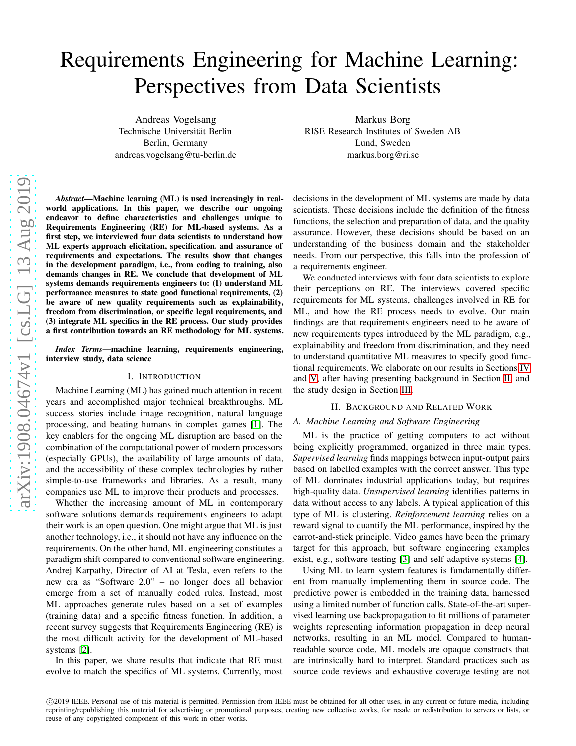# Requirements Engineering for Machine Learning: Perspectives from Data Scientists

Andreas Vogelsang
Technische Universität Berlin
Berlin, Germany
andreas.vogelsang@tu-berlin.de

Markus Borg
RISE Research Institutes of Sweden AB
Lund, Sweden
markus.borg@ri.se

***Abstract*—Machine learning (ML) is used increasingly in real-world applications. In this paper, we describe our ongoing endeavor to define characteristics and challenges unique to Requirements Engineering (RE) for ML-based systems. As a first step, we interviewed four data scientists to understand how ML experts approach elicitation, specification, and assurance of requirements and expectations. The results show that changes in the development paradigm, i.e., from coding to training, also demands changes in RE. We conclude that development of ML systems demands requirements engineers to: (1) understand ML performance measures to state good functional requirements, (2) be aware of new quality requirements such as explainability, freedom from discrimination, or specific legal requirements, and (3) integrate ML specifics in the RE process. Our study provides a first contribution towards an RE methodology for ML systems.**

***Index Terms*—machine learning, requirements engineering, interview study, data science**

## I. Introduction

Machine Learning (ML) has gained much attention in recent years and accomplished major technical breakthroughs. ML success stories include image recognition, natural language processing, and beating humans in complex games [1]. The key enablers for the ongoing ML disruption are based on the combination of the computational power of modern processors (especially GPUs), the availability of large amounts of data, and the accessibility of these complex technologies by rather simple-to-use frameworks and libraries. As a result, many companies use ML to improve their products and processes.

Whether the increasing amount of ML in contemporary software solutions demands requirements engineers to adapt their work is an open question. One might argue that ML is just another technology, i.e., it should not have any influence on the requirements. On the other hand, ML engineering constitutes a paradigm shift compared to conventional software engineering. Andrej Karpathy, Director of AI at Tesla, even refers to the new era as "Software 2.0" – no longer does all behavior emerge from a set of manually coded rules. Instead, most ML approaches generate rules based on a set of examples (training data) and a specific fitness function. In addition, a recent survey suggests that Requirements Engineering (RE) is the most difficult activity for the development of ML-based systems [2].

In this paper, we share results that indicate that RE must evolve to match the specifics of ML systems. Currently, most decisions in the development of ML systems are made by data scientists. These decisions include the definition of the fitness functions, the selection and preparation of data, and the quality assurance. However, these decisions should be based on an understanding of the business domain and the stakeholder needs. From our perspective, this falls into the profession of a requirements engineer.

We conducted interviews with four data scientists to explore their perceptions on RE. The interviews covered specific requirements for ML systems, challenges involved in RE for ML, and how the RE process needs to evolve. Our main findings are that requirements engineers need to be aware of new requirements types introduced by the ML paradigm, e.g., explainability and freedom from discrimination, and they need to understand quantitative ML measures to specify good functional requirements. We elaborate on our results in Sections IV and V, after having presenting background in Section II and the study design in Section III.

## II. Background and Related Work

### A. Machine Learning and Software Engineering

ML is the practice of getting computers to act without being explicitly programmed, organized in three main types. *Supervised learning* finds mappings between input-output pairs based on labelled examples with the correct answer. This type of ML dominates industrial applications today, but requires high-quality data. *Unsupervised learning* identifies patterns in data without access to any labels. A typical application of this type of ML is clustering. *Reinforcement learning* relies on a reward signal to quantify the ML performance, inspired by the carrot-and-stick principle. Video games have been the primary target for this approach, but software engineering examples exist, e.g., software testing [3] and self-adaptive systems [4].

Using ML to learn system features is fundamentally different from manually implementing them in source code. The predictive power is embedded in the training data, harnessed using a limited number of function calls. State-of-the-art supervised learning use backpropagation to fit millions of parameter weights representing information propagation in deep neural networks, resulting in an ML model. Compared to human-readable source code, ML models are opaque constructs that are intrinsically hard to interpret. Standard practices such as source code reviews and exhaustive coverage testing are not

©2019 IEEE. Personal use of this material is permitted. Permission from IEEE must be obtained for all other uses, in any current or future media, including reprinting/republishing this material for advertising or promotional purposes, creating new collective works, for resale or redistribution to servers or lists, or reuse of any copyrighted component of this work in other works.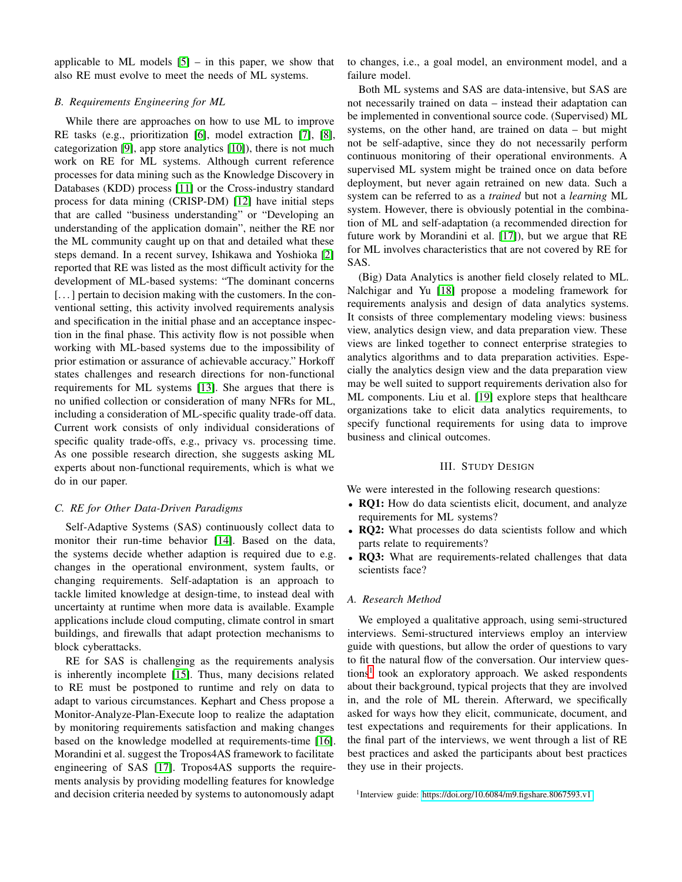applicable to ML models [5] – in this paper, we show that also RE must evolve to meet the needs of ML systems.

### B. Requirements Engineering for ML

While there are approaches on how to use ML to improve RE tasks (e.g., prioritization [6], model extraction [7], [8], categorization [9], app store analytics [10]), there is not much work on RE for ML systems. Although current reference processes for data mining such as the Knowledge Discovery in Databases (KDD) process [11] or the Cross-industry standard process for data mining (CRISP-DM) [12] have initial steps that are called "business understanding" or "Developing an understanding of the application domain", neither the RE nor the ML community caught up on that and detailed what these steps demand. In a recent survey, Ishikawa and Yoshioka [2] reported that RE was listed as the most difficult activity for the development of ML-based systems: "The dominant concerns [. . . ] pertain to decision making with the customers. In the conventional setting, this activity involved requirements analysis and specification in the initial phase and an acceptance inspection in the final phase. This activity flow is not possible when working with ML-based systems due to the impossibility of prior estimation or assurance of achievable accuracy." Horkoff states challenges and research directions for non-functional requirements for ML systems [13]. She argues that there is no unified collection or consideration of many NFRs for ML, including a consideration of ML-specific quality trade-off data. Current work consists of only individual considerations of specific quality trade-offs, e.g., privacy vs. processing time. As one possible research direction, she suggests asking ML experts about non-functional requirements, which is what we do in our paper.

### C. RE for Other Data-Driven Paradigms

Self-Adaptive Systems (SAS) continuously collect data to monitor their run-time behavior [14]. Based on the data, the systems decide whether adaption is required due to e.g. changes in the operational environment, system faults, or changing requirements. Self-adaptation is an approach to tackle limited knowledge at design-time, to instead deal with uncertainty at runtime when more data is available. Example applications include cloud computing, climate control in smart buildings, and firewalls that adapt protection mechanisms to block cyberattacks.

RE for SAS is challenging as the requirements analysis is inherently incomplete [15]. Thus, many decisions related to RE must be postponed to runtime and rely on data to adapt to various circumstances. Kephart and Chess propose a Monitor-Analyze-Plan-Execute loop to realize the adaptation by monitoring requirements satisfaction and making changes based on the knowledge modelled at requirements-time [16]. Morandini et al. suggest the Tropos4AS framework to facilitate engineering of SAS [17]. Tropos4AS supports the requirements analysis by providing modelling features for knowledge and decision criteria needed by systems to autonomously adapt to changes, i.e., a goal model, an environment model, and a failure model.

Both ML systems and SAS are data-intensive, but SAS are not necessarily trained on data – instead their adaptation can be implemented in conventional source code. (Supervised) ML systems, on the other hand, are trained on data – but might not be self-adaptive, since they do not necessarily perform continuous monitoring of their operational environments. A supervised ML system might be trained once on data before deployment, but never again retrained on new data. Such a system can be referred to as a *trained* but not a *learning* ML system. However, there is obviously potential in the combination of ML and self-adaptation (a recommended direction for future work by Morandini et al. [17]), but we argue that RE for ML involves characteristics that are not covered by RE for SAS.

(Big) Data Analytics is another field closely related to ML. Nalchigar and Yu [18] propose a modeling framework for requirements analysis and design of data analytics systems. It consists of three complementary modeling views: business view, analytics design view, and data preparation view. These views are linked together to connect enterprise strategies to analytics algorithms and to data preparation activities. Especially the analytics design view and the data preparation view may be well suited to support requirements derivation also for ML components. Liu et al. [19] explore steps that healthcare organizations take to elicit data analytics requirements, to specify functional requirements for using data to improve business and clinical outcomes.

## III. Study Design

We were interested in the following research questions:

- **RQ1:** How do data scientists elicit, document, and analyze requirements for ML systems?
- **RQ2:** What processes do data scientists follow and which parts relate to requirements?
- **RQ3:** What are requirements-related challenges that data scientists face?

### A. Research Method

We employed a qualitative approach, using semi-structured interviews. Semi-structured interviews employ an interview guide with questions, but allow the order of questions to vary to fit the natural flow of the conversation. Our interview questions[1] took an exploratory approach. We asked respondents about their background, typical projects that they are involved in, and the role of ML therein. Afterward, we specifically asked for ways how they elicit, communicate, document, and test expectations and requirements for their applications. In the final part of the interviews, we went through a list of RE best practices and asked the participants about best practices they use in their projects.

[1] Interview guide: https://doi.org/10.6084/m9.figshare.8067593.v1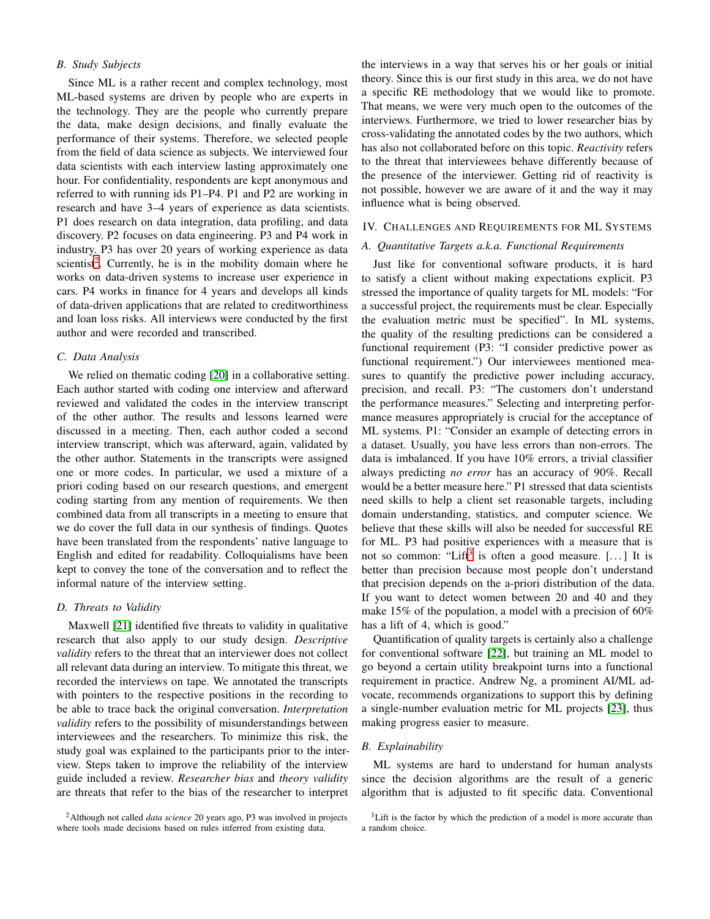### B. Study Subjects

Since ML is a rather recent and complex technology, most ML-based systems are driven by people who are experts in the technology. They are the people who currently prepare the data, make design decisions, and finally evaluate the performance of their systems. Therefore, we selected people from the field of data science as subjects. We interviewed four data scientists with each interview lasting approximately one hour. For confidentiality, respondents are kept anonymous and referred to with running ids P1–P4. P1 and P2 are working in research and have 3–4 years of experience as data scientists. P1 does research on data integration, data profiling, and data discovery. P2 focuses on data engineering. P3 and P4 work in industry. P3 has over 20 years of working experience as data scientist[2]. Currently, he is in the mobility domain where he works on data-driven systems to increase user experience in cars. P4 works in finance for 4 years and develops all kinds of data-driven applications that are related to creditworthiness and loan loss risks. All interviews were conducted by the first author and were recorded and transcribed.

### C. Data Analysis

We relied on thematic coding [20] in a collaborative setting. Each author started with coding one interview and afterward reviewed and validated the codes in the interview transcript of the other author. The results and lessons learned were discussed in a meeting. Then, each author coded a second interview transcript, which was afterward, again, validated by the other author. Statements in the transcripts were assigned one or more codes. In particular, we used a mixture of a priori coding based on our research questions, and emergent coding starting from any mention of requirements. We then combined data from all transcripts in a meeting to ensure that we do cover the full data in our synthesis of findings. Quotes have been translated from the respondents' native language to English and edited for readability. Colloquialisms have been kept to convey the tone of the conversation and to reflect the informal nature of the interview setting.

### D. Threats to Validity

Maxwell [21] identified five threats to validity in qualitative research that also apply to our study design. *Descriptive validity* refers to the threat that an interviewer does not collect all relevant data during an interview. To mitigate this threat, we recorded the interviews on tape. We annotated the transcripts with pointers to the respective positions in the recording to be able to trace back the original conversation. *Interpretation validity* refers to the possibility of misunderstandings between interviewees and the researchers. To minimize this risk, the study goal was explained to the participants prior to the interview. Steps taken to improve the reliability of the interview guide included a review. *Researcher bias* and *theory validity* are threats that refer to the bias of the researcher to interpret the interviews in a way that serves his or her goals or initial theory. Since this is our first study in this area, we do not have a specific RE methodology that we would like to promote. That means, we were very much open to the outcomes of the interviews. Furthermore, we tried to lower researcher bias by cross-validating the annotated codes by the two authors, which has also not collaborated before on this topic. *Reactivity* refers to the threat that interviewees behave differently because of the presence of the interviewer. Getting rid of reactivity is not possible, however we are aware of it and the way it may influence what is being observed.

## IV. Challenges and Requirements for ML Systems

### A. Quantitative Targets a.k.a. Functional Requirements

Just like for conventional software products, it is hard to satisfy a client without making expectations explicit. P3 stressed the importance of quality targets for ML models: "For a successful project, the requirements must be clear. Especially the evaluation metric must be specified". In ML systems, the quality of the resulting predictions can be considered a functional requirement (P3: "I consider predictive power as functional requirement.") Our interviewees mentioned measures to quantify the predictive power including accuracy, precision, and recall. P3: "The customers don't understand the performance measures." Selecting and interpreting performance measures appropriately is crucial for the acceptance of ML systems. P1: "Consider an example of detecting errors in a dataset. Usually, you have less errors than non-errors. The data is imbalanced. If you have 10% errors, a trivial classifier always predicting *no error* has an accuracy of 90%. Recall would be a better measure here." P1 stressed that data scientists need skills to help a client set reasonable targets, including domain understanding, statistics, and computer science. We believe that these skills will also be needed for successful RE for ML. P3 had positive experiences with a measure that is not so common: "Lift[3] is often a good measure. [. . . ] It is better than precision because most people don't understand that precision depends on the a-priori distribution of the data. If you want to detect women between 20 and 40 and they make 15% of the population, a model with a precision of 60% has a lift of 4, which is good."

Quantification of quality targets is certainly also a challenge for conventional software [22], but training an ML model to go beyond a certain utility breakpoint turns into a functional requirement in practice. Andrew Ng, a prominent AI/ML advocate, recommends organizations to support this by defining a single-number evaluation metric for ML projects [23], thus making progress easier to measure.

### B. Explainability

ML systems are hard to understand for human analysts since the decision algorithms are the result of a generic algorithm that is adjusted to fit specific data. Conventional

[2] Although not called *data science* 20 years ago, P3 was involved in projects where tools made decisions based on rules inferred from existing data.

[3] Lift is the factor by which the prediction of a model is more accurate than a random choice.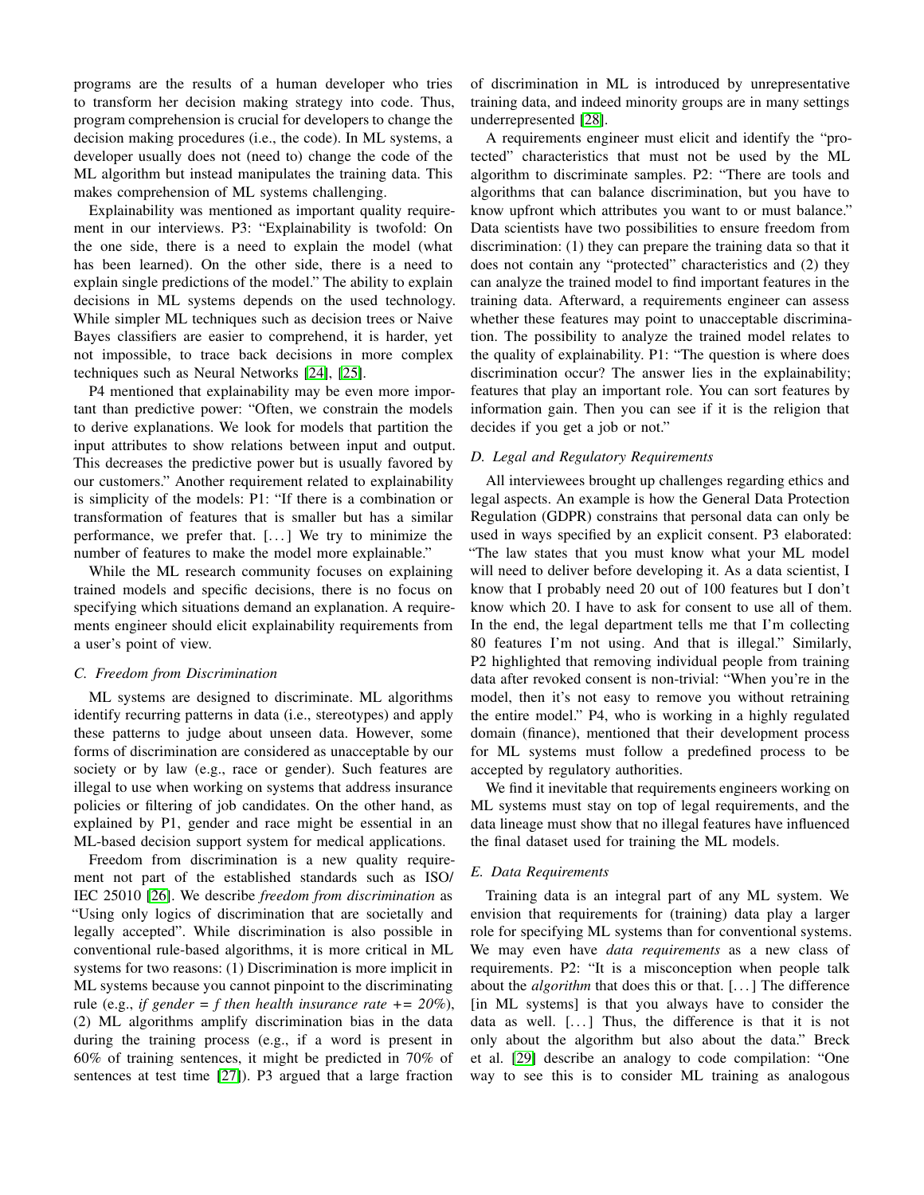programs are the results of a human developer who tries to transform her decision making strategy into code. Thus, program comprehension is crucial for developers to change the decision making procedures (i.e., the code). In ML systems, a developer usually does not (need to) change the code of the ML algorithm but instead manipulates the training data. This makes comprehension of ML systems challenging.

Explainability was mentioned as important quality requirement in our interviews. P3: "Explainability is twofold: On the one side, there is a need to explain the model (what has been learned). On the other side, there is a need to explain single predictions of the model." The ability to explain decisions in ML systems depends on the used technology. While simpler ML techniques such as decision trees or Naive Bayes classifiers are easier to comprehend, it is harder, yet not impossible, to trace back decisions in more complex techniques such as Neural Networks [24], [25].

P4 mentioned that explainability may be even more important than predictive power: "Often, we constrain the models to derive explanations. We look for models that partition the input attributes to show relations between input and output. This decreases the predictive power but is usually favored by our customers." Another requirement related to explainability is simplicity of the models: P1: "If there is a combination or transformation of features that is smaller but has a similar performance, we prefer that. [...] We try to minimize the number of features to make the model more explainable."

While the ML research community focuses on explaining trained models and specific decisions, there is no focus on specifying which situations demand an explanation. A requirements engineer should elicit explainability requirements from a user's point of view.

### C. Freedom from Discrimination

ML systems are designed to discriminate. ML algorithms identify recurring patterns in data (i.e., stereotypes) and apply these patterns to judge about unseen data. However, some forms of discrimination are considered as unacceptable by our society or by law (e.g., race or gender). Such features are illegal to use when working on systems that address insurance policies or filtering of job candidates. On the other hand, as explained by P1, gender and race might be essential in an ML-based decision support system for medical applications.

Freedom from discrimination is a new quality requirement not part of the established standards such as ISO/ IEC 25010 [26]. We describe *freedom from discrimination* as "Using only logics of discrimination that are societally and legally accepted". While discrimination is also possible in conventional rule-based algorithms, it is more critical in ML systems for two reasons: (1) Discrimination is more implicit in ML systems because you cannot pinpoint to the discriminating rule (e.g., *if gender = f then health insurance rate += 20%*), (2) ML algorithms amplify discrimination bias in the data during the training process (e.g., if a word is present in 60% of training sentences, it might be predicted in 70% of sentences at test time [27]). P3 argued that a large fraction of discrimination in ML is introduced by unrepresentative training data, and indeed minority groups are in many settings underrepresented [28].

A requirements engineer must elicit and identify the "protected" characteristics that must not be used by the ML algorithm to discriminate samples. P2: "There are tools and algorithms that can balance discrimination, but you have to know upfront which attributes you want to or must balance." Data scientists have two possibilities to ensure freedom from discrimination: (1) they can prepare the training data so that it does not contain any "protected" characteristics and (2) they can analyze the trained model to find important features in the training data. Afterward, a requirements engineer can assess whether these features may point to unacceptable discrimination. The possibility to analyze the trained model relates to the quality of explainability. P1: "The question is where does discrimination occur? The answer lies in the explainability; features that play an important role. You can sort features by information gain. Then you can see if it is the religion that decides if you get a job or not."

### D. Legal and Regulatory Requirements

All interviewees brought up challenges regarding ethics and legal aspects. An example is how the General Data Protection Regulation (GDPR) constrains that personal data can only be used in ways specified by an explicit consent. P3 elaborated: "The law states that you must know what your ML model will need to deliver before developing it. As a data scientist, I know that I probably need 20 out of 100 features but I don't know which 20. I have to ask for consent to use all of them. In the end, the legal department tells me that I'm collecting 80 features I'm not using. And that is illegal." Similarly, P2 highlighted that removing individual people from training data after revoked consent is non-trivial: "When you're in the model, then it's not easy to remove you without retraining the entire model." P4, who is working in a highly regulated domain (finance), mentioned that their development process for ML systems must follow a predefined process to be accepted by regulatory authorities.

We find it inevitable that requirements engineers working on ML systems must stay on top of legal requirements, and the data lineage must show that no illegal features have influenced the final dataset used for training the ML models.

### E. Data Requirements

Training data is an integral part of any ML system. We envision that requirements for (training) data play a larger role for specifying ML systems than for conventional systems. We may even have *data requirements* as a new class of requirements. P2: "It is a misconception when people talk about the *algorithm* that does this or that. [...] The difference [in ML systems] is that you always have to consider the data as well. [...] Thus, the difference is that it is not only about the algorithm but also about the data." Breck et al. [29] describe an analogy to code compilation: "One way to see this is to consider ML training as analogous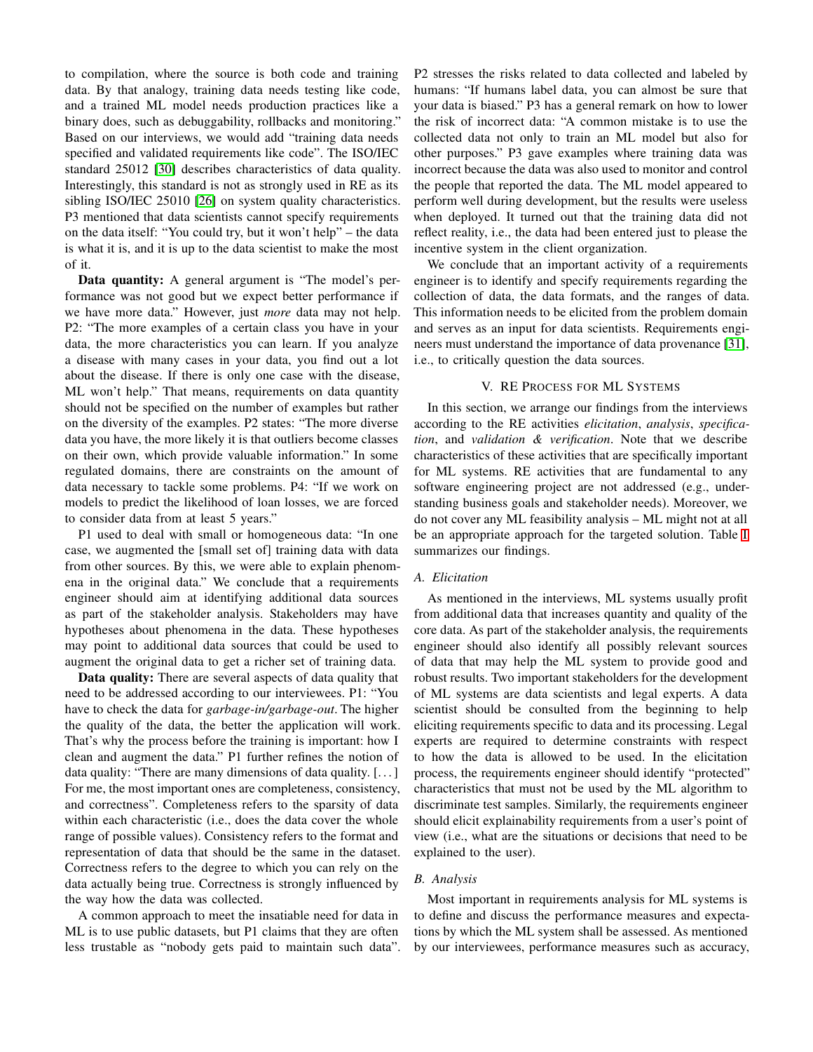to compilation, where the source is both code and training data. By that analogy, training data needs testing like code, and a trained ML model needs production practices like a binary does, such as debuggability, rollbacks and monitoring." Based on our interviews, we would add "training data needs specified and validated requirements like code". The ISO/IEC standard 25012 [30] describes characteristics of data quality. Interestingly, this standard is not as strongly used in RE as its sibling ISO/IEC 25010 [26] on system quality characteristics. P3 mentioned that data scientists cannot specify requirements on the data itself: "You could try, but it won't help" – the data is what it is, and it is up to the data scientist to make the most of it.

**Data quantity:** A general argument is "The model's performance was not good but we expect better performance if we have more data." However, just *more* data may not help. P2: "The more examples of a certain class you have in your data, the more characteristics you can learn. If you analyze a disease with many cases in your data, you find out a lot about the disease. If there is only one case with the disease, ML won't help." That means, requirements on data quantity should not be specified on the number of examples but rather on the diversity of the examples. P2 states: "The more diverse data you have, the more likely it is that outliers become classes on their own, which provide valuable information." In some regulated domains, there are constraints on the amount of data necessary to tackle some problems. P4: "If we work on models to predict the likelihood of loan losses, we are forced to consider data from at least 5 years."

P1 used to deal with small or homogeneous data: "In one case, we augmented the [small set of] training data with data from other sources. By this, we were able to explain phenomena in the original data." We conclude that a requirements engineer should aim at identifying additional data sources as part of the stakeholder analysis. Stakeholders may have hypotheses about phenomena in the data. These hypotheses may point to additional data sources that could be used to augment the original data to get a richer set of training data.

**Data quality:** There are several aspects of data quality that need to be addressed according to our interviewees. P1: "You have to check the data for *garbage-in/garbage-out*. The higher the quality of the data, the better the application will work. That's why the process before the training is important: how I clean and augment the data." P1 further refines the notion of data quality: "There are many dimensions of data quality. [. . . ] For me, the most important ones are completeness, consistency, and correctness". Completeness refers to the sparsity of data within each characteristic (i.e., does the data cover the whole range of possible values). Consistency refers to the format and representation of data that should be the same in the dataset. Correctness refers to the degree to which you can rely on the data actually being true. Correctness is strongly influenced by the way how the data was collected.

A common approach to meet the insatiable need for data in ML is to use public datasets, but P1 claims that they are often less trustable as "nobody gets paid to maintain such data". P2 stresses the risks related to data collected and labeled by humans: "If humans label data, you can almost be sure that your data is biased." P3 has a general remark on how to lower the risk of incorrect data: "A common mistake is to use the collected data not only to train an ML model but also for other purposes." P3 gave examples where training data was incorrect because the data was also used to monitor and control the people that reported the data. The ML model appeared to perform well during development, but the results were useless when deployed. It turned out that the training data did not reflect reality, i.e., the data had been entered just to please the incentive system in the client organization.

We conclude that an important activity of a requirements engineer is to identify and specify requirements regarding the collection of data, the data formats, and the ranges of data. This information needs to be elicited from the problem domain and serves as an input for data scientists. Requirements engineers must understand the importance of data provenance [31], i.e., to critically question the data sources.

## V. RE Process for ML Systems

In this section, we arrange our findings from the interviews according to the RE activities *elicitation*, *analysis*, *specification*, and *validation & verification*. Note that we describe characteristics of these activities that are specifically important for ML systems. RE activities that are fundamental to any software engineering project are not addressed (e.g., understanding business goals and stakeholder needs). Moreover, we do not cover any ML feasibility analysis – ML might not at all be an appropriate approach for the targeted solution. Table I summarizes our findings.

### A. Elicitation

As mentioned in the interviews, ML systems usually profit from additional data that increases quantity and quality of the core data. As part of the stakeholder analysis, the requirements engineer should also identify all possibly relevant sources of data that may help the ML system to provide good and robust results. Two important stakeholders for the development of ML systems are data scientists and legal experts. A data scientist should be consulted from the beginning to help eliciting requirements specific to data and its processing. Legal experts are required to determine constraints with respect to how the data is allowed to be used. In the elicitation process, the requirements engineer should identify "protected" characteristics that must not be used by the ML algorithm to discriminate test samples. Similarly, the requirements engineer should elicit explainability requirements from a user's point of view (i.e., what are the situations or decisions that need to be explained to the user).

### B. Analysis

Most important in requirements analysis for ML systems is to define and discuss the performance measures and expectations by which the ML system shall be assessed. As mentioned by our interviewees, performance measures such as accuracy,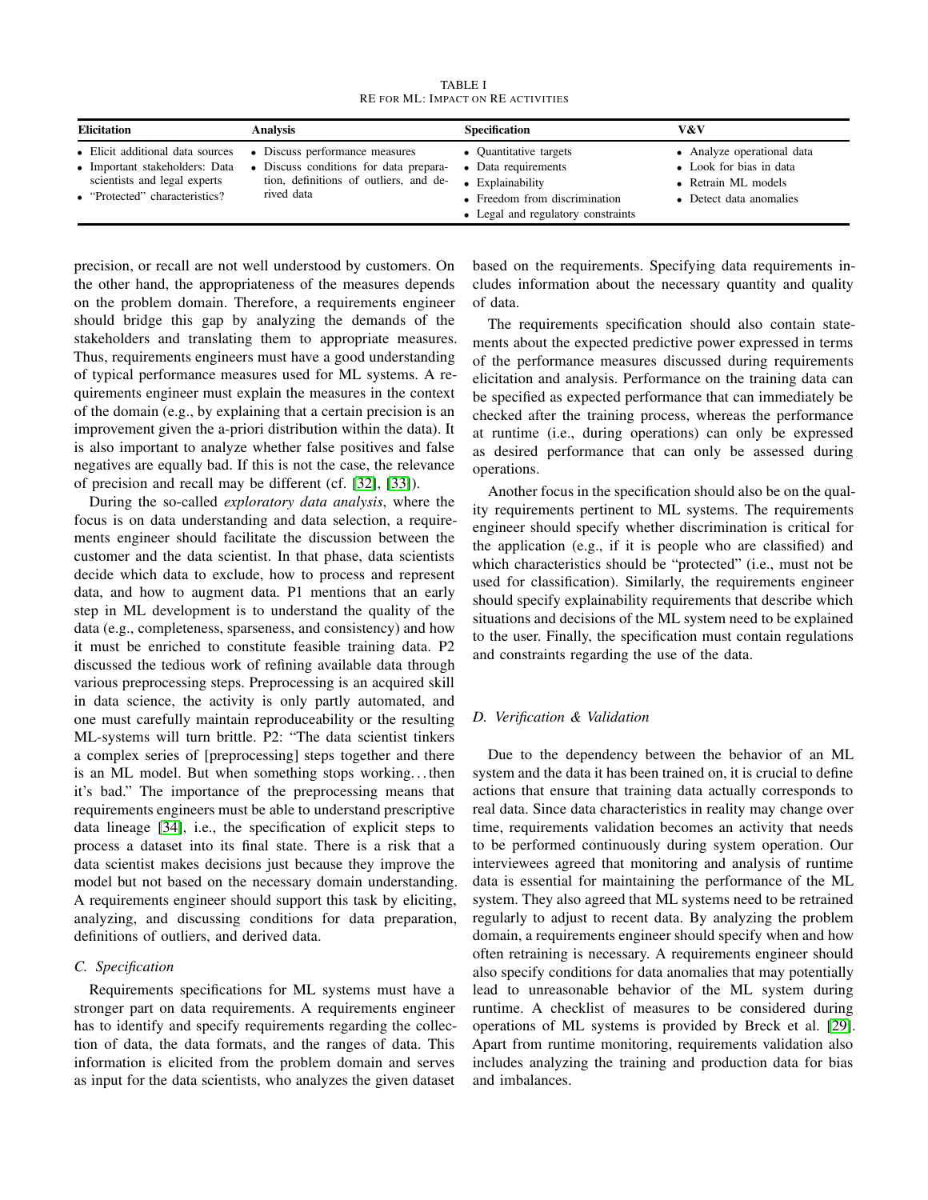TABLE I
RE FOR ML: IMPACT ON RE ACTIVITIES

| Elicitation | Analysis | Specification | V&V |
|---|---|---|---|
| • Elicit additional data sources<br>• Important stakeholders: Data scientists and legal experts<br>• "Protected" characteristics? | • Discuss performance measures<br>• Discuss conditions for data preparation, definitions of outliers, and derived data | • Quantitative targets<br>• Data requirements<br>• Explainability<br>• Freedom from discrimination<br>• Legal and regulatory constraints | • Analyze operational data<br>• Look for bias in data<br>• Retrain ML models<br>• Detect data anomalies |

precision, or recall are not well understood by customers. On the other hand, the appropriateness of the measures depends on the problem domain. Therefore, a requirements engineer should bridge this gap by analyzing the demands of the stakeholders and translating them to appropriate measures. Thus, requirements engineers must have a good understanding of typical performance measures used for ML systems. A requirements engineer must explain the measures in the context of the domain (e.g., by explaining that a certain precision is an improvement given the a-priori distribution within the data). It is also important to analyze whether false positives and false negatives are equally bad. If this is not the case, the relevance of precision and recall may be different (cf. [32], [33]).

During the so-called *exploratory data analysis*, where the focus is on data understanding and data selection, a requirements engineer should facilitate the discussion between the customer and the data scientist. In that phase, data scientists decide which data to exclude, how to process and represent data, and how to augment data. P1 mentions that an early step in ML development is to understand the quality of the data (e.g., completeness, sparseness, and consistency) and how it must be enriched to constitute feasible training data. P2 discussed the tedious work of refining available data through various preprocessing steps. Preprocessing is an acquired skill in data science, the activity is only partly automated, and one must carefully maintain reproduceability or the resulting ML-systems will turn brittle. P2: "The data scientist tinkers a complex series of [preprocessing] steps together and there is an ML model. But when something stops working…then it's bad." The importance of the preprocessing means that requirements engineers must be able to understand prescriptive data lineage [34], i.e., the specification of explicit steps to process a dataset into its final state. There is a risk that a data scientist makes decisions just because they improve the model but not based on the necessary domain understanding. A requirements engineer should support this task by eliciting, analyzing, and discussing conditions for data preparation, definitions of outliers, and derived data.

### C. Specification

Requirements specifications for ML systems must have a stronger part on data requirements. A requirements engineer has to identify and specify requirements regarding the collection of data, the data formats, and the ranges of data. This information is elicited from the problem domain and serves as input for the data scientists, who analyzes the given dataset based on the requirements. Specifying data requirements includes information about the necessary quantity and quality of data.

The requirements specification should also contain statements about the expected predictive power expressed in terms of the performance measures discussed during requirements elicitation and analysis. Performance on the training data can be specified as expected performance that can immediately be checked after the training process, whereas the performance at runtime (i.e., during operations) can only be expressed as desired performance that can only be assessed during operations.

Another focus in the specification should also be on the quality requirements pertinent to ML systems. The requirements engineer should specify whether discrimination is critical for the application (e.g., if it is people who are classified) and which characteristics should be "protected" (i.e., must not be used for classification). Similarly, the requirements engineer should specify explainability requirements that describe which situations and decisions of the ML system need to be explained to the user. Finally, the specification must contain regulations and constraints regarding the use of the data.

### D. Verification & Validation

Due to the dependency between the behavior of an ML system and the data it has been trained on, it is crucial to define actions that ensure that training data actually corresponds to real data. Since data characteristics in reality may change over time, requirements validation becomes an activity that needs to be performed continuously during system operation. Our interviewees agreed that monitoring and analysis of runtime data is essential for maintaining the performance of the ML system. They also agreed that ML systems need to be retrained regularly to adjust to recent data. By analyzing the problem domain, a requirements engineer should specify when and how often retraining is necessary. A requirements engineer should also specify conditions for data anomalies that may potentially lead to unreasonable behavior of the ML system during runtime. A checklist of measures to be considered during operations of ML systems is provided by Breck et al. [29]. Apart from runtime monitoring, requirements validation also includes analyzing the training and production data for bias and imbalances.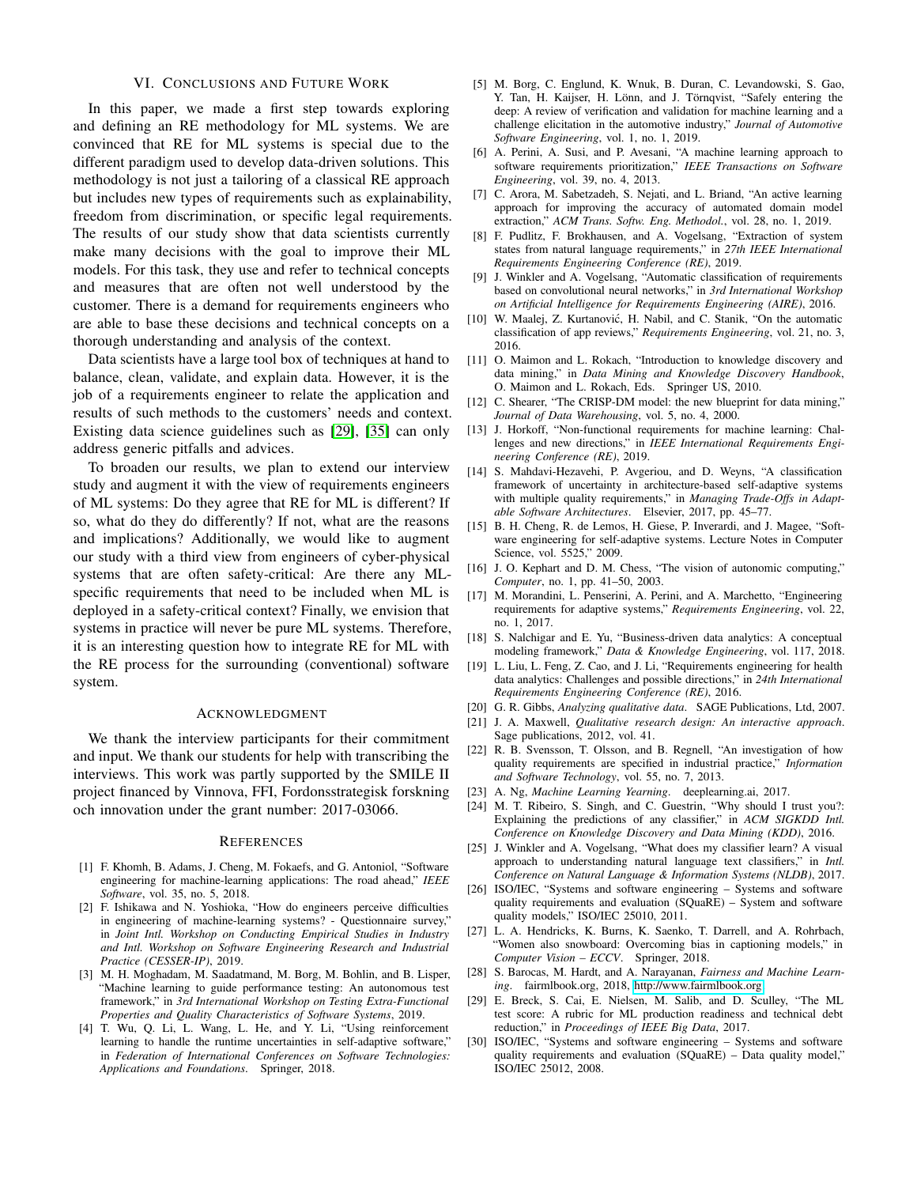## VI. Conclusions and Future Work

In this paper, we made a first step towards exploring and defining an RE methodology for ML systems. We are convinced that RE for ML systems is special due to the different paradigm used to develop data-driven solutions. This methodology is not just a tailoring of a classical RE approach but includes new types of requirements such as explainability, freedom from discrimination, or specific legal requirements. The results of our study show that data scientists currently make many decisions with the goal to improve their ML models. For this task, they use and refer to technical concepts and measures that are often not well understood by the customer. There is a demand for requirements engineers who are able to base these decisions and technical concepts on a thorough understanding and analysis of the context.

Data scientists have a large tool box of techniques at hand to balance, clean, validate, and explain data. However, it is the job of a requirements engineer to relate the application and results of such methods to the customers' needs and context. Existing data science guidelines such as [29], [35] can only address generic pitfalls and advices.

To broaden our results, we plan to extend our interview study and augment it with the view of requirements engineers of ML systems: Do they agree that RE for ML is different? If so, what do they do differently? If not, what are the reasons and implications? Additionally, we would like to augment our study with a third view from engineers of cyber-physical systems that are often safety-critical: Are there any ML-specific requirements that need to be included when ML is deployed in a safety-critical context? Finally, we envision that systems in practice will never be pure ML systems. Therefore, it is an interesting question how to integrate RE for ML with the RE process for the surrounding (conventional) software system.

## Acknowledgment

We thank the interview participants for their commitment and input. We thank our students for help with transcribing the interviews. This work was partly supported by the SMILE II project financed by Vinnova, FFI, Fordonsstrategisk forskning och innovation under the grant number: 2017-03066.

## References

[1] F. Khomh, B. Adams, J. Cheng, M. Fokaefs, and G. Antoniol, "Software engineering for machine-learning applications: The road ahead," *IEEE Software*, vol. 35, no. 5, 2018.

[2] F. Ishikawa and N. Yoshioka, "How do engineers perceive difficulties in engineering of machine-learning systems? - Questionnaire survey," in *Joint Intl. Workshop on Conducting Empirical Studies in Industry and Intl. Workshop on Software Engineering Research and Industrial Practice (CESSER-IP)*, 2019.

[3] M. H. Moghadam, M. Saadatmand, M. Borg, M. Bohlin, and B. Lisper, "Machine learning to guide performance testing: An autonomous test framework," in *3rd International Workshop on Testing Extra-Functional Properties and Quality Characteristics of Software Systems*, 2019.

[4] T. Wu, Q. Li, L. Wang, L. He, and Y. Li, "Using reinforcement learning to handle the runtime uncertainties in self-adaptive software," in *Federation of International Conferences on Software Technologies: Applications and Foundations*. Springer, 2018.

[5] M. Borg, C. Englund, K. Wnuk, B. Duran, C. Levandowski, S. Gao, Y. Tan, H. Kaijser, H. Lönn, and J. Törnqvist, "Safely entering the deep: A review of verification and validation for machine learning and a challenge elicitation in the automotive industry," *Journal of Automotive Software Engineering*, vol. 1, no. 1, 2019.

[6] A. Perini, A. Susi, and P. Avesani, "A machine learning approach to software requirements prioritization," *IEEE Transactions on Software Engineering*, vol. 39, no. 4, 2013.

[7] C. Arora, M. Sabetzadeh, S. Nejati, and L. Briand, "An active learning approach for improving the accuracy of automated domain model extraction," *ACM Trans. Softw. Eng. Methodol.*, vol. 28, no. 1, 2019.

[8] F. Pudlitz, F. Brokhausen, and A. Vogelsang, "Extraction of system states from natural language requirements," in *27th IEEE International Requirements Engineering Conference (RE)*, 2019.

[9] J. Winkler and A. Vogelsang, "Automatic classification of requirements based on convolutional neural networks," in *3rd International Workshop on Artificial Intelligence for Requirements Engineering (AIRE)*, 2016.

[10] W. Maalej, Z. Kurtanović, H. Nabil, and C. Stanik, "On the automatic classification of app reviews," *Requirements Engineering*, vol. 21, no. 3, 2016.

[11] O. Maimon and L. Rokach, "Introduction to knowledge discovery and data mining," in *Data Mining and Knowledge Discovery Handbook*, O. Maimon and L. Rokach, Eds. Springer US, 2010.

[12] C. Shearer, "The CRISP-DM model: the new blueprint for data mining," *Journal of Data Warehousing*, vol. 5, no. 4, 2000.

[13] J. Horkoff, "Non-functional requirements for machine learning: Challenges and new directions," in *IEEE International Requirements Engineering Conference (RE)*, 2019.

[14] S. Mahdavi-Hezavehi, P. Avgeriou, and D. Weyns, "A classification framework of uncertainty in architecture-based self-adaptive systems with multiple quality requirements," in *Managing Trade-Offs in Adaptable Software Architectures*. Elsevier, 2017, pp. 45–77.

[15] B. H. Cheng, R. de Lemos, H. Giese, P. Inverardi, and J. Magee, "Software engineering for self-adaptive systems. Lecture Notes in Computer Science, vol. 5525," 2009.

[16] J. O. Kephart and D. M. Chess, "The vision of autonomic computing," *Computer*, no. 1, pp. 41–50, 2003.

[17] M. Morandini, L. Penserini, A. Perini, and A. Marchetto, "Engineering requirements for adaptive systems," *Requirements Engineering*, vol. 22, no. 1, 2017.

[18] S. Nalchigar and E. Yu, "Business-driven data analytics: A conceptual modeling framework," *Data & Knowledge Engineering*, vol. 117, 2018.

[19] L. Liu, L. Feng, Z. Cao, and J. Li, "Requirements engineering for health data analytics: Challenges and possible directions," in *24th International Requirements Engineering Conference (RE)*, 2016.

[20] G. R. Gibbs, *Analyzing qualitative data*. SAGE Publications, Ltd, 2007.

[21] J. A. Maxwell, *Qualitative research design: An interactive approach*. Sage publications, 2012, vol. 41.

[22] R. B. Svensson, T. Olsson, and B. Regnell, "An investigation of how quality requirements are specified in industrial practice," *Information and Software Technology*, vol. 55, no. 7, 2013.

[23] A. Ng, *Machine Learning Yearning*. deeplearning.ai, 2017.

[24] M. T. Ribeiro, S. Singh, and C. Guestrin, "Why should I trust you?: Explaining the predictions of any classifier," in *ACM SIGKDD Intl. Conference on Knowledge Discovery and Data Mining (KDD)*, 2016.

[25] J. Winkler and A. Vogelsang, "What does my classifier learn? A visual approach to understanding natural language text classifiers," in *Intl. Conference on Natural Language & Information Systems (NLDB)*, 2017.

[26] ISO/IEC, "Systems and software engineering – Systems and software quality requirements and evaluation (SQuaRE) – System and software quality models," ISO/IEC 25010, 2011.

[27] L. A. Hendricks, K. Burns, K. Saenko, T. Darrell, and A. Rohrbach, "Women also snowboard: Overcoming bias in captioning models," in *Computer Vision – ECCV*. Springer, 2018.

[28] S. Barocas, M. Hardt, and A. Narayanan, *Fairness and Machine Learning*. fairmlbook.org, 2018, http://www.fairmlbook.org.

[29] E. Breck, S. Cai, E. Nielsen, M. Salib, and D. Sculley, "The ML test score: A rubric for ML production readiness and technical debt reduction," in *Proceedings of IEEE Big Data*, 2017.

[30] ISO/IEC, "Systems and software engineering – Systems and software quality requirements and evaluation (SQuaRE) – Data quality model," ISO/IEC 25012, 2008.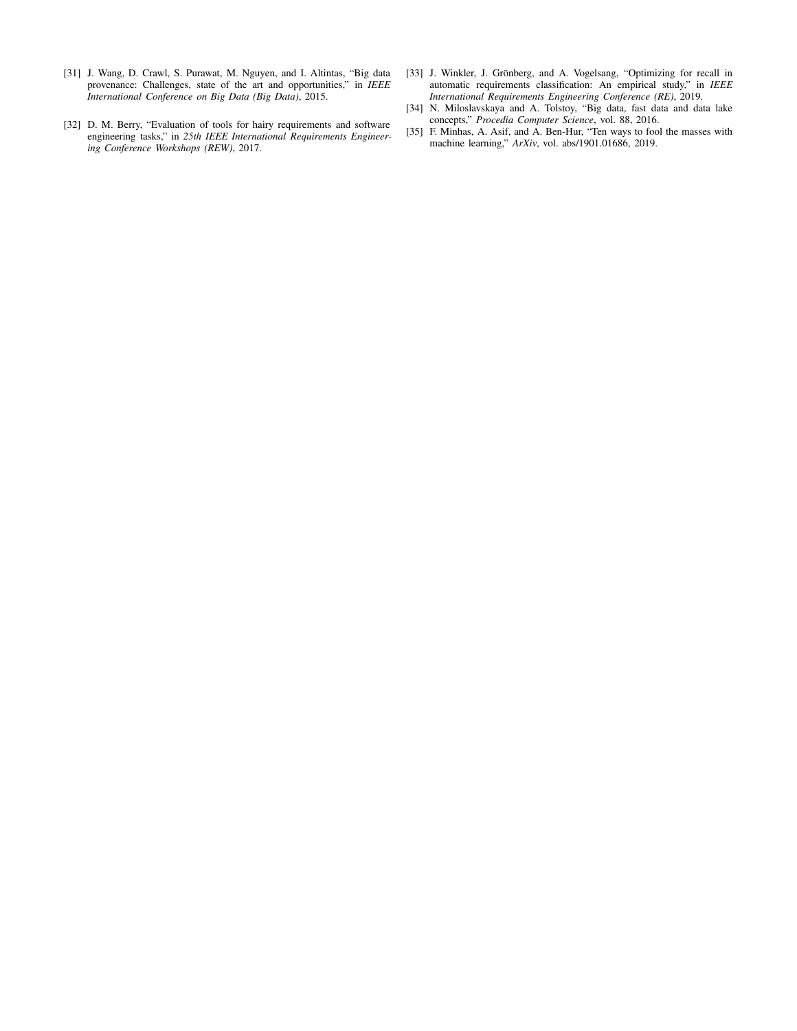[31] J. Wang, D. Crawl, S. Purawat, M. Nguyen, and I. Altintas, "Big data provenance: Challenges, state of the art and opportunities," in *IEEE International Conference on Big Data (Big Data)*, 2015.

[32] D. M. Berry, "Evaluation of tools for hairy requirements and software engineering tasks," in *25th IEEE International Requirements Engineering Conference Workshops (REW)*, 2017.

[33] J. Winkler, J. Grönberg, and A. Vogelsang, "Optimizing for recall in automatic requirements classification: An empirical study," in *IEEE International Requirements Engineering Conference (RE)*, 2019.

[34] N. Miloslavskaya and A. Tolstoy, "Big data, fast data and data lake concepts," *Procedia Computer Science*, vol. 88, 2016.

[35] F. Minhas, A. Asif, and A. Ben-Hur, "Ten ways to fool the masses with machine learning," *ArXiv*, vol. abs/1901.01686, 2019.